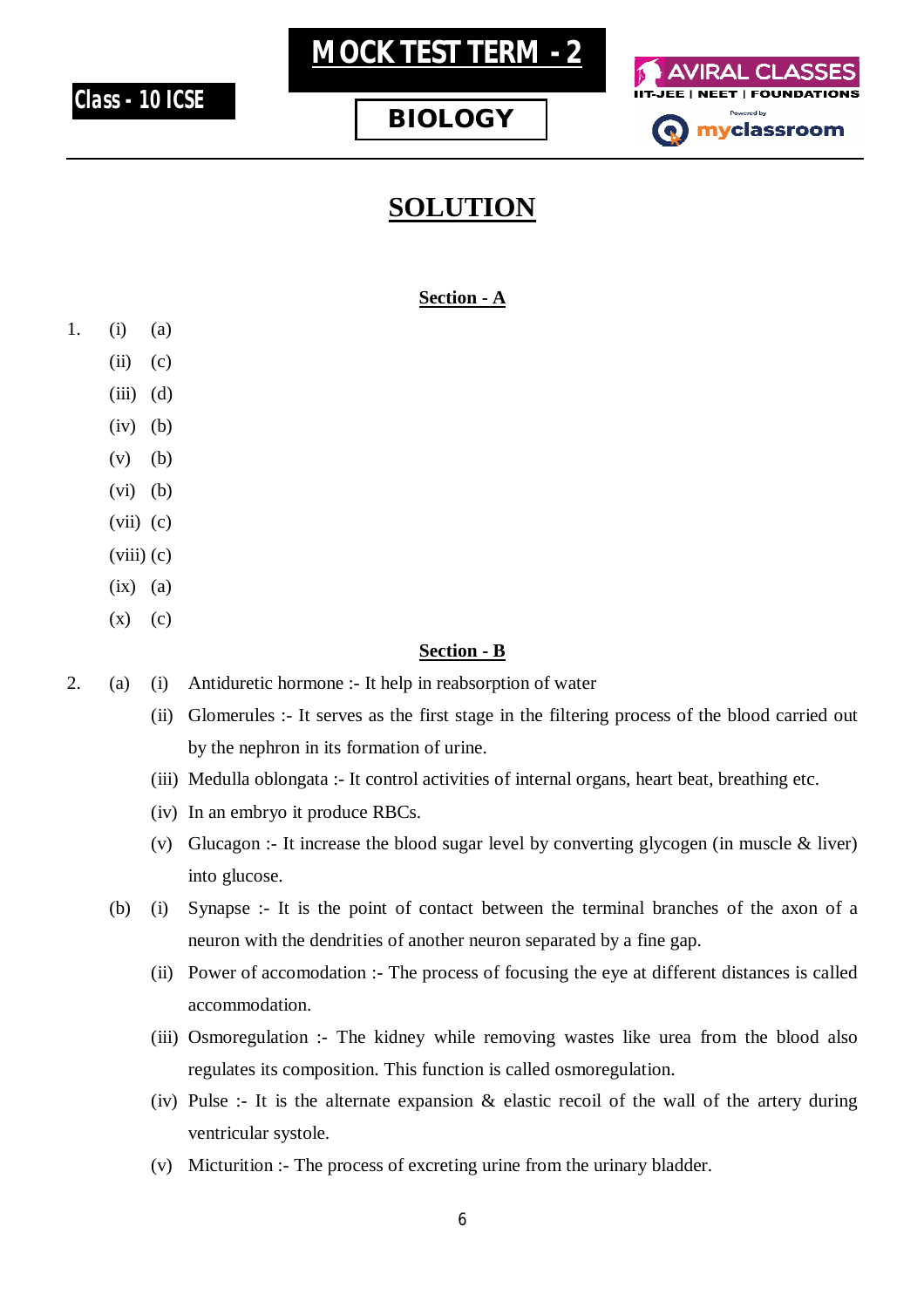Class - 10 ICSE

# MOCK TEST TERM - 2

## BIOLOGY

AVIRAL CLASSES
IIT-JEE | NEET | FOUNDATIONS
Powered by myclassroom

# SOLUTION

### Section - A

1. (i) (a)
   (ii) (c)
   (iii) (d)
   (iv) (b)
   (v) (b)
   (vi) (b)
   (vii) (c)
   (viii) (c)
   (ix) (a)
   (x) (c)

### Section - B

2. (a) (i) Antidiuretic hormone :- It help in reabsorption of water
   (ii) Glomerules :- It serves as the first stage in the filtering process of the blood carried out by the nephron in its formation of urine.
   (iii) Medulla oblongata :- It control activities of internal organs, heart beat, breathing etc.
   (iv) In an embryo it produce RBCs.
   (v) Glucagon :- It increase the blood sugar level by converting glycogen (in muscle & liver) into glucose.

   (b) (i) Synapse :- It is the point of contact between the terminal branches of the axon of a neuron with the dendrities of another neuron separated by a fine gap.
   (ii) Power of accomodation :- The process of focusing the eye at different distances is called accommodation.
   (iii) Osmoregulation :- The kidney while removing wastes like urea from the blood also regulates its composition. This function is called osmoregulation.
   (iv) Pulse :- It is the alternate expansion & elastic recoil of the wall of the artery during ventricular systole.
   (v) Micturition :- The process of excreting urine from the urinary bladder.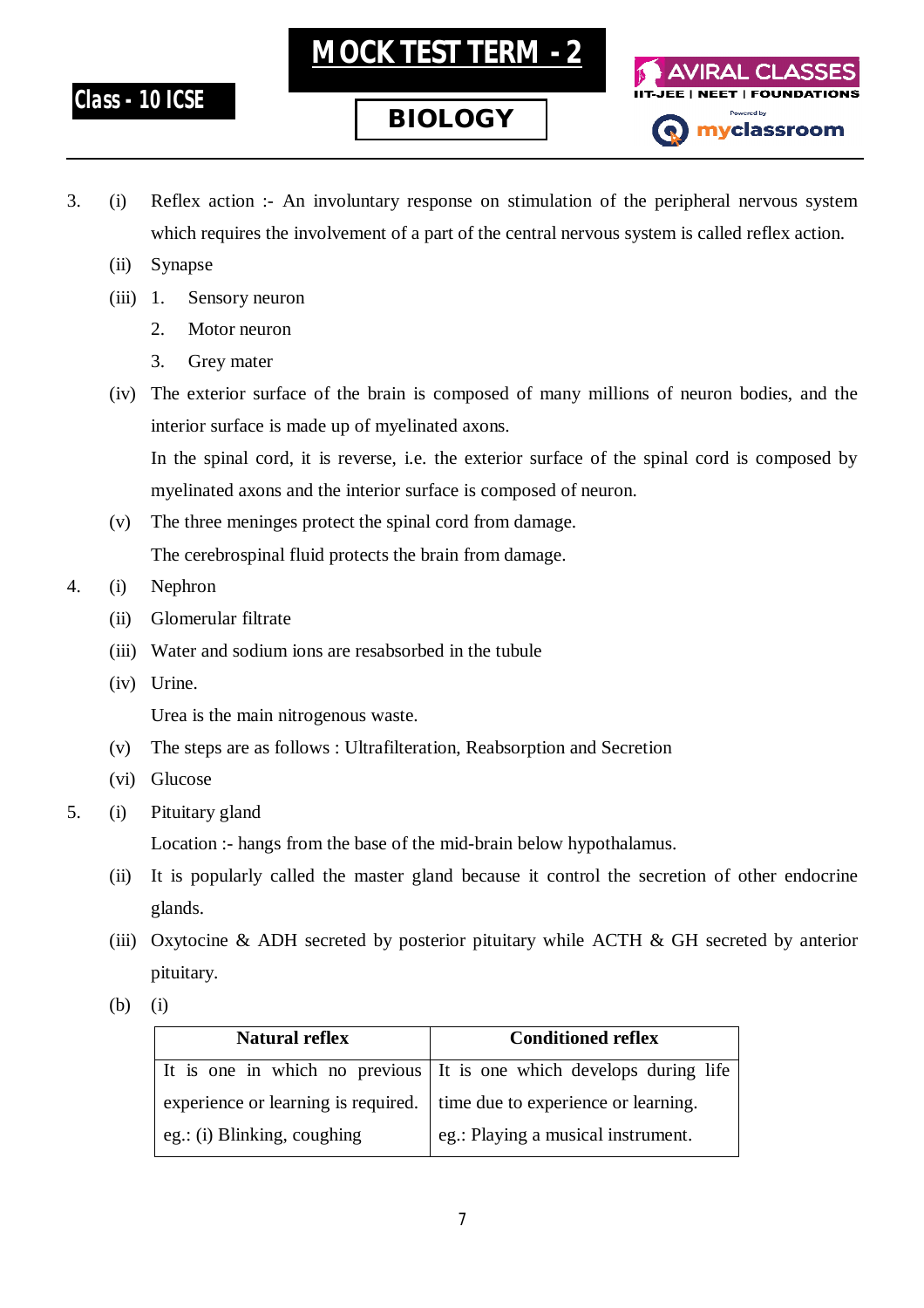3. (i) Reflex action :- An involuntary response on stimulation of the peripheral nervous system which requires the involvement of a part of the central nervous system is called reflex action.

   (ii) Synapse

   (iii) 1. Sensory neuron

   2. Motor neuron

   3. Grey mater

   (iv) The exterior surface of the brain is composed of many millions of neuron bodies, and the interior surface is made up of myelinated axons.

   In the spinal cord, it is reverse, i.e. the exterior surface of the spinal cord is composed by myelinated axons and the interior surface is composed of neuron.

   (v) The three meninges protect the spinal cord from damage.

   The cerebrospinal fluid protects the brain from damage.

4. (i) Nephron

   (ii) Glomerular filtrate

   (iii) Water and sodium ions are resabsorbed in the tubule

   (iv) Urine.

   Urea is the main nitrogenous waste.

   (v) The steps are as follows : Ultrafilteration, Reabsorption and Secretion

   (vi) Glucose

5. (i) Pituitary gland

   Location :- hangs from the base of the mid-brain below hypothalamus.

   (ii) It is popularly called the master gland because it control the secretion of other endocrine glands.

   (iii) Oxytocine & ADH secreted by posterior pituitary while ACTH & GH secreted by anterior pituitary.

   (b) (i)

| Natural reflex | Conditioned reflex |
|---|---|
| It is one in which no previous experience or learning is required. eg.: (i) Blinking, coughing | It is one which develops during life time due to experience or learning. eg.: Playing a musical instrument. |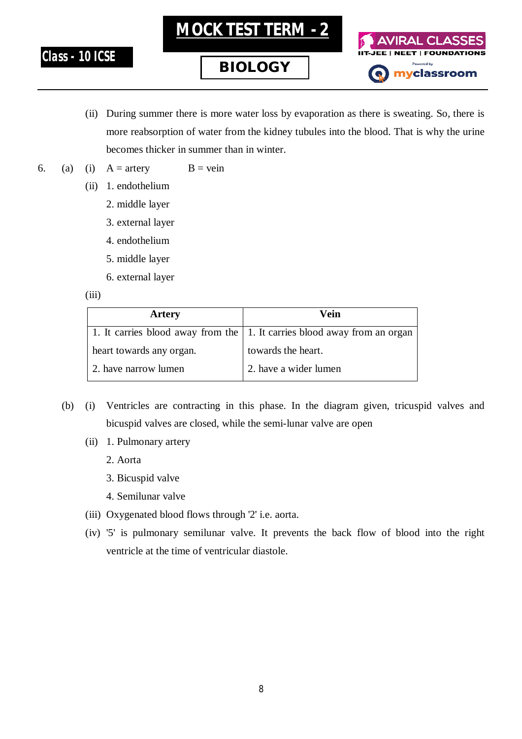(ii) During summer there is more water loss by evaporation as there is sweating. So, there is more reabsorption of water from the kidney tubules into the blood. That is why the urine becomes thicker in summer than in winter.

6. (a) (i) A = artery B = vein

(ii) 1. endothelium

2. middle layer

3. external layer

4. endothelium

5. middle layer

6. external layer

(iii)

| Artery | Vein |
|---|---|
| 1. It carries blood away from the heart towards any organ. | 1. It carries blood away from an organ towards the heart. |
| 2. have narrow lumen | 2. have a wider lumen |

(b) (i) Ventricles are contracting in this phase. In the diagram given, tricuspid valves and bicuspid valves are closed, while the semi-lunar valve are open

(ii) 1. Pulmonary artery

2. Aorta

3. Bicuspid valve

4. Semilunar valve

(iii) Oxygenated blood flows through '2' i.e. aorta.

(iv) '5' is pulmonary semilunar valve. It prevents the back flow of blood into the right ventricle at the time of ventricular diastole.